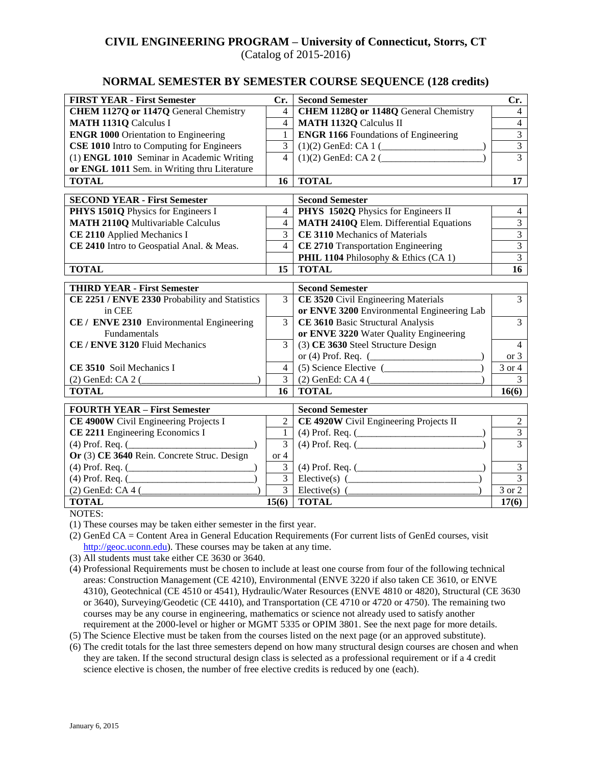# CIVIL ENGINEERING PROGRAM – University of Connecticut, Storrs, CT

(Catalog of 2015-2016)

## NORMAL SEMESTER BY SEMESTER COURSE SEQUENCE (128 credits)

| **FIRST YEAR - First Semester** | **Cr.** | **Second Semester** | **Cr.** |
|---|---|---|---|
| **CHEM 1127Q or 1147Q** General Chemistry | 4 | **CHEM 1128Q or 1148Q** General Chemistry | 4 |
| **MATH 1131Q** Calculus I | 4 | **MATH 1132Q** Calculus II | 4 |
| **ENGR 1000** Orientation to Engineering | 1 | **ENGR 1166** Foundations of Engineering | 3 |
| **CSE 1010** Intro to Computing for Engineers | 3 | (1)(2) GenEd: CA 1 (____________________) | 3 |
| (1) **ENGL 1010** Seminar in Academic Writing **or ENGL 1011** Sem. in Writing thru Literature | 4 | (1)(2) GenEd: CA 2 (____________________) | 3 |
| **TOTAL** | **16** | **TOTAL** | **17** |

| **SECOND YEAR - First Semester** | | **Second Semester** | |
|---|---|---|---|
| **PHYS 1501Q** Physics for Engineers I | 4 | **PHYS 1502Q** Physics for Engineers II | 4 |
| **MATH 2110Q** Multivariable Calculus | 4 | **MATH 2410Q** Elem. Differential Equations | 3 |
| **CE 2110** Applied Mechanics I | 3 | **CE 3110** Mechanics of Materials | 3 |
| **CE 2410** Intro to Geospatial Anal. & Meas. | 4 | **CE 2710** Transportation Engineering | 3 |
| | | **PHIL 1104** Philosophy & Ethics (CA 1) | 3 |
| **TOTAL** | **15** | **TOTAL** | **16** |

| **THIRD YEAR - First Semester** | | **Second Semester** | |
|---|---|---|---|
| **CE 2251 / ENVE 2330** Probability and Statistics in CEE | 3 | **CE 3520** Civil Engineering Materials **or ENVE 3200** Environmental Engineering Lab | 3 |
| **CE / ENVE 2310** Environmental Engineering Fundamentals | 3 | **CE 3610** Basic Structural Analysis **or ENVE 3220** Water Quality Engineering | 3 |
| **CE / ENVE 3120** Fluid Mechanics | 3 | (3) **CE 3630** Steel Structure Design or (4) Prof. Req. (____________________) | 4 or 3 |
| **CE 3510** Soil Mechanics I | 4 | (5) Science Elective (____________________) | 3 or 4 |
| (2) GenEd: CA 2 (______________________) | 3 | (2) GenEd: CA 4 (____________________) | 3 |
| **TOTAL** | **16** | **TOTAL** | **16(6)** |

| **FOURTH YEAR – First Semester** | | **Second Semester** | |
|---|---|---|---|
| **CE 4900W** Civil Engineering Projects I | 2 | **CE 4920W** Civil Engineering Projects II | 2 |
| **CE 2211** Engineering Economics I | 1 | (4) Prof. Req. (________________________) | 3 |
| (4) Prof. Req. (________________________) **Or** (3) **CE 3640** Rein. Concrete Struc. Design | 3 or 4 | (4) Prof. Req. (________________________) | 3 |
| (4) Prof. Req. (________________________) | 3 | (4) Prof. Req. (________________________) | 3 |
| (4) Prof. Req. (________________________) | 3 | Elective(s) (________________________) | 3 |
| (2) GenEd: CA 4 (______________________) | 3 | Elective(s) (________________________) | 3 or 2 |
| **TOTAL** | **15(6)** | **TOTAL** | **17(6)** |

NOTES:

(1) These courses may be taken either semester in the first year.

(2) GenEd CA = Content Area in General Education Requirements (For current lists of GenEd courses, visit http://geoc.uconn.edu). These courses may be taken at any time.

(3) All students must take either CE 3630 or 3640.

(4) Professional Requirements must be chosen to include at least one course from four of the following technical areas: Construction Management (CE 4210), Environmental (ENVE 3220 if also taken CE 3610, or ENVE 4310), Geotechnical (CE 4510 or 4541), Hydraulic/Water Resources (ENVE 4810 or 4820), Structural (CE 3630 or 3640), Surveying/Geodetic (CE 4410), and Transportation (CE 4710 or 4720 or 4750). The remaining two courses may be any course in engineering, mathematics or science not already used to satisfy another requirement at the 2000-level or higher or MGMT 5335 or OPIM 3801. See the next page for more details.

(5) The Science Elective must be taken from the courses listed on the next page (or an approved substitute).

(6) The credit totals for the last three semesters depend on how many structural design courses are chosen and when they are taken. If the second structural design class is selected as a professional requirement or if a 4 credit science elective is chosen, the number of free elective credits is reduced by one (each).

January 6, 2015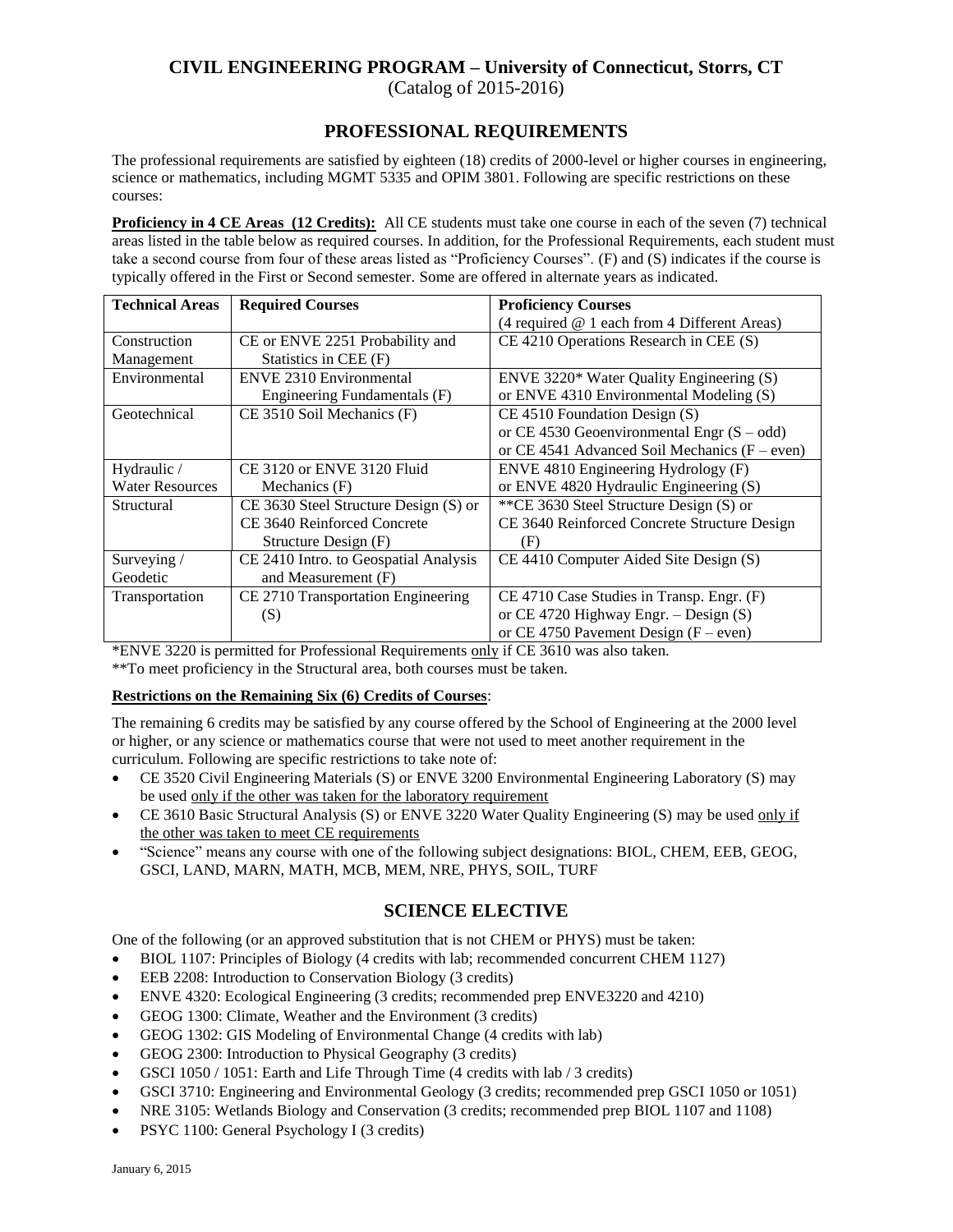# CIVIL ENGINEERING PROGRAM – University of Connecticut, Storrs, CT

(Catalog of 2015-2016)

## PROFESSIONAL REQUIREMENTS

The professional requirements are satisfied by eighteen (18) credits of 2000-level or higher courses in engineering, science or mathematics, including MGMT 5335 and OPIM 3801. Following are specific restrictions on these courses:

**Proficiency in 4 CE Areas (12 Credits):** All CE students must take one course in each of the seven (7) technical areas listed in the table below as required courses. In addition, for the Professional Requirements, each student must take a second course from four of these areas listed as "Proficiency Courses". (F) and (S) indicates if the course is typically offered in the First or Second semester. Some are offered in alternate years as indicated.

| Technical Areas | Required Courses | Proficiency Courses (4 required @ 1 each from 4 Different Areas) |
|---|---|---|
| Construction Management | CE or ENVE 2251 Probability and Statistics in CEE (F) | CE 4210 Operations Research in CEE (S) |
| Environmental | ENVE 2310 Environmental Engineering Fundamentals (F) | ENVE 3220* Water Quality Engineering (S) or ENVE 4310 Environmental Modeling (S) |
| Geotechnical | CE 3510 Soil Mechanics (F) | CE 4510 Foundation Design (S) or CE 4530 Geoenvironmental Engr (S – odd) or CE 4541 Advanced Soil Mechanics (F – even) |
| Hydraulic / Water Resources | CE 3120 or ENVE 3120 Fluid Mechanics (F) | ENVE 4810 Engineering Hydrology (F) or ENVE 4820 Hydraulic Engineering (S) |
| Structural | CE 3630 Steel Structure Design (S) or CE 3640 Reinforced Concrete Structure Design (F) | **CE 3630 Steel Structure Design (S) or CE 3640 Reinforced Concrete Structure Design (F) |
| Surveying / Geodetic | CE 2410 Intro. to Geospatial Analysis and Measurement (F) | CE 4410 Computer Aided Site Design (S) |
| Transportation | CE 2710 Transportation Engineering (S) | CE 4710 Case Studies in Transp. Engr. (F) or CE 4720 Highway Engr. – Design (S) or CE 4750 Pavement Design (F – even) |

*ENVE 3220 is permitted for Professional Requirements only if CE 3610 was also taken.

**To meet proficiency in the Structural area, both courses must be taken.

**Restrictions on the Remaining Six (6) Credits of Courses**:

The remaining 6 credits may be satisfied by any course offered by the School of Engineering at the 2000 level or higher, or any science or mathematics course that were not used to meet another requirement in the curriculum. Following are specific restrictions to take note of:

- CE 3520 Civil Engineering Materials (S) or ENVE 3200 Environmental Engineering Laboratory (S) may be used only if the other was taken for the laboratory requirement
- CE 3610 Basic Structural Analysis (S) or ENVE 3220 Water Quality Engineering (S) may be used only if the other was taken to meet CE requirements
- "Science" means any course with one of the following subject designations: BIOL, CHEM, EEB, GEOG, GSCI, LAND, MARN, MATH, MCB, MEM, NRE, PHYS, SOIL, TURF

## SCIENCE ELECTIVE

One of the following (or an approved substitution that is not CHEM or PHYS) must be taken:

- BIOL 1107: Principles of Biology (4 credits with lab; recommended concurrent CHEM 1127)
- EEB 2208: Introduction to Conservation Biology (3 credits)
- ENVE 4320: Ecological Engineering (3 credits; recommended prep ENVE3220 and 4210)
- GEOG 1300: Climate, Weather and the Environment (3 credits)
- GEOG 1302: GIS Modeling of Environmental Change (4 credits with lab)
- GEOG 2300: Introduction to Physical Geography (3 credits)
- GSCI 1050 / 1051: Earth and Life Through Time (4 credits with lab / 3 credits)
- GSCI 3710: Engineering and Environmental Geology (3 credits; recommended prep GSCI 1050 or 1051)
- NRE 3105: Wetlands Biology and Conservation (3 credits; recommended prep BIOL 1107 and 1108)
- PSYC 1100: General Psychology I (3 credits)

January 6, 2015